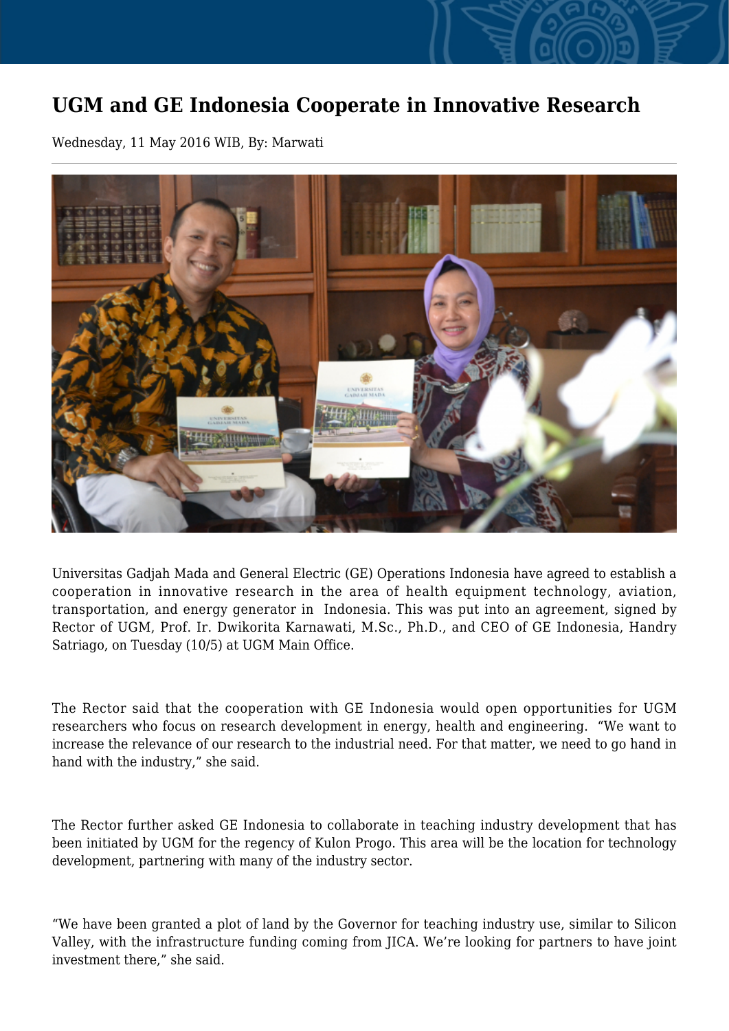# UGM and GE Indonesia Cooperate in Innovative Research

Wednesday, 11 May 2016 WIB, By: Marwati

Universitas Gadjah Mada and General Electric (GE) Operations Indonesia have agreed to establish a cooperation in innovative research in the area of health equipment technology, aviation, transportation, and energy generator in Indonesia. This was put into an agreement, signed by Rector of UGM, Prof. Ir. Dwikorita Karnawati, M.Sc., Ph.D., and CEO of GE Indonesia, Handry Satriago, on Tuesday (10/5) at UGM Main Office.

The Rector said that the cooperation with GE Indonesia would open opportunities for UGM researchers who focus on research development in energy, health and engineering. "We want to increase the relevance of our research to the industrial need. For that matter, we need to go hand in hand with the industry," she said.

The Rector further asked GE Indonesia to collaborate in teaching industry development that has been initiated by UGM for the regency of Kulon Progo. This area will be the location for technology development, partnering with many of the industry sector.

"We have been granted a plot of land by the Governor for teaching industry use, similar to Silicon Valley, with the infrastructure funding coming from JICA. We're looking for partners to have joint investment there," she said.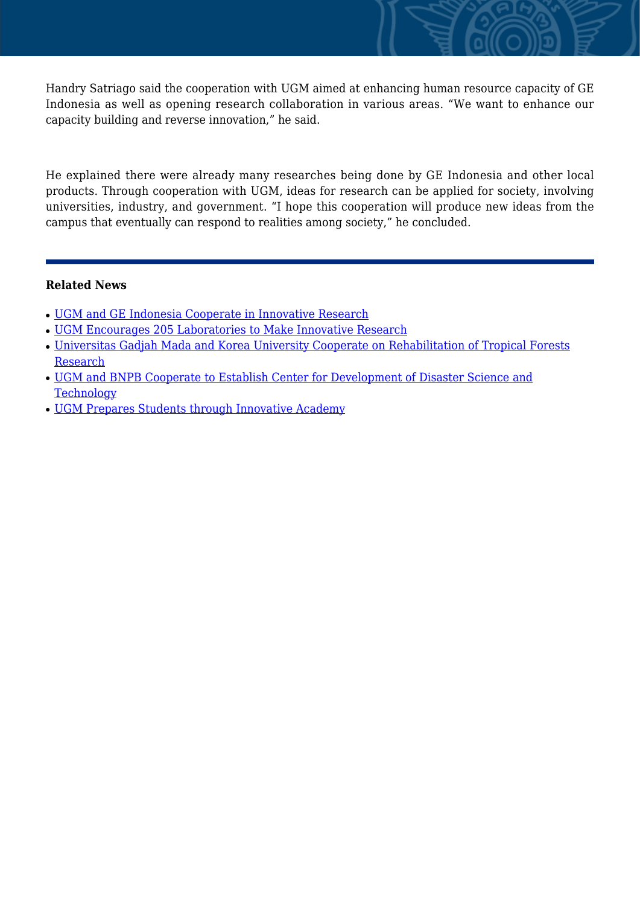Handry Satriago said the cooperation with UGM aimed at enhancing human resource capacity of GE Indonesia as well as opening research collaboration in various areas. “We want to enhance our capacity building and reverse innovation,” he said.

He explained there were already many researches being done by GE Indonesia and other local products. Through cooperation with UGM, ideas for research can be applied for society, involving universities, industry, and government. “I hope this cooperation will produce new ideas from the campus that eventually can respond to realities among society,” he concluded.

---

**Related News**

- UGM and GE Indonesia Cooperate in Innovative Research
- UGM Encourages 205 Laboratories to Make Innovative Research
- Universitas Gadjah Mada and Korea University Cooperate on Rehabilitation of Tropical Forests Research
- UGM and BNPB Cooperate to Establish Center for Development of Disaster Science and Technology
- UGM Prepares Students through Innovative Academy